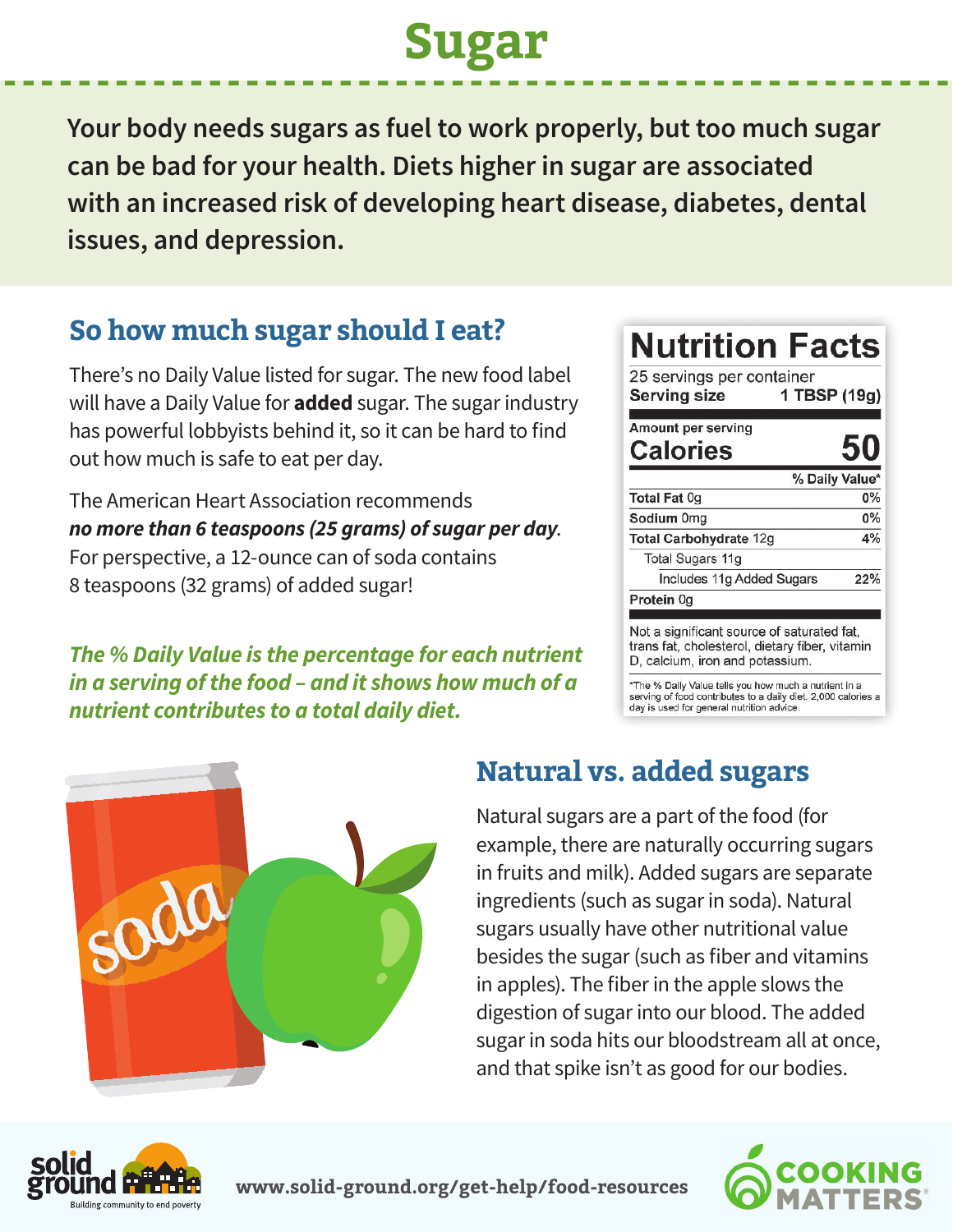# Sugar

**Your body needs sugars as fuel to work properly, but too much sugar can be bad for your health. Diets higher in sugar are associated with an increased risk of developing heart disease, diabetes, dental issues, and depression.**

## So how much sugar should I eat?

There's no Daily Value listed for sugar. The new food label will have a Daily Value for **added** sugar. The sugar industry has powerful lobbyists behind it, so it can be hard to find out how much is safe to eat per day.

The American Heart Association recommends ***no more than 6 teaspoons (25 grams) of sugar per day***. For perspective, a 12-ounce can of soda contains 8 teaspoons (32 grams) of added sugar!

***The % Daily Value is the percentage for each nutrient in a serving of the food – and it shows how much of a nutrient contributes to a total daily diet.***

**Nutrition Facts**

25 servings per container

| **Serving size** | **1 TBSP (19g)** |
|---|---|
| Amount per serving | |
| **Calories** | **50** |
| | **% Daily Value*** |
| **Total Fat** 0g | **0%** |
| **Sodium** 0mg | **0%** |
| **Total Carbohydrate** 12g | **4%** |
| Total Sugars 11g | |
| Includes 11g Added Sugars | **22%** |
| **Protein** 0g | |

Not a significant source of saturated fat, trans fat, cholesterol, dietary fiber, vitamin D, calcium, iron and potassium.

*The % Daily Value tells you how much a nutrient in a serving of food contributes to a daily diet. 2,000 calories a day is used for general nutrition advice.

## Natural vs. added sugars

Natural sugars are a part of the food (for example, there are naturally occurring sugars in fruits and milk). Added sugars are separate ingredients (such as sugar in soda). Natural sugars usually have other nutritional value besides the sugar (such as fiber and vitamins in apples). The fiber in the apple slows the digestion of sugar into our blood. The added sugar in soda hits our bloodstream all at once, and that spike isn't as good for our bodies.

solid ground — Building community to end poverty

www.solid-ground.org/get-help/food-resources

COOKING MATTERS®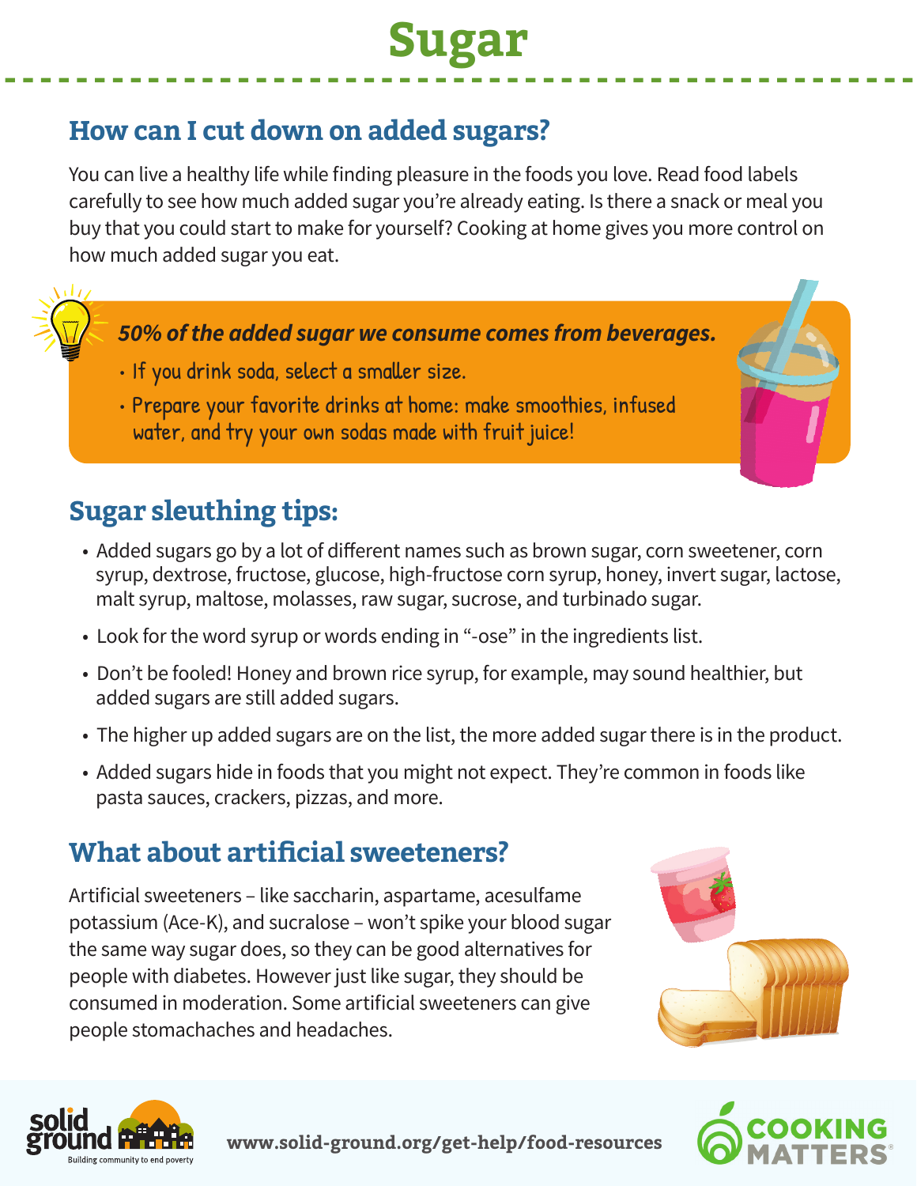# Sugar

## How can I cut down on added sugars?

You can live a healthy life while finding pleasure in the foods you love. Read food labels carefully to see how much added sugar you're already eating. Is there a snack or meal you buy that you could start to make for yourself? Cooking at home gives you more control on how much added sugar you eat.

***50% of the added sugar we consume comes from beverages.***

- If you drink soda, select a smaller size.
- Prepare your favorite drinks at home: make smoothies, infused water, and try your own sodas made with fruit juice!

## Sugar sleuthing tips:

- Added sugars go by a lot of different names such as brown sugar, corn sweetener, corn syrup, dextrose, fructose, glucose, high-fructose corn syrup, honey, invert sugar, lactose, malt syrup, maltose, molasses, raw sugar, sucrose, and turbinado sugar.
- Look for the word syrup or words ending in "-ose" in the ingredients list.
- Don't be fooled! Honey and brown rice syrup, for example, may sound healthier, but added sugars are still added sugars.
- The higher up added sugars are on the list, the more added sugar there is in the product.
- Added sugars hide in foods that you might not expect. They're common in foods like pasta sauces, crackers, pizzas, and more.

## What about artificial sweeteners?

Artificial sweeteners – like saccharin, aspartame, acesulfame potassium (Ace-K), and sucralose – won't spike your blood sugar the same way sugar does, so they can be good alternatives for people with diabetes. However just like sugar, they should be consumed in moderation. Some artificial sweeteners can give people stomachaches and headaches.

solid ground – Building community to end poverty

www.solid-ground.org/get-help/food-resources

COOKING MATTERS